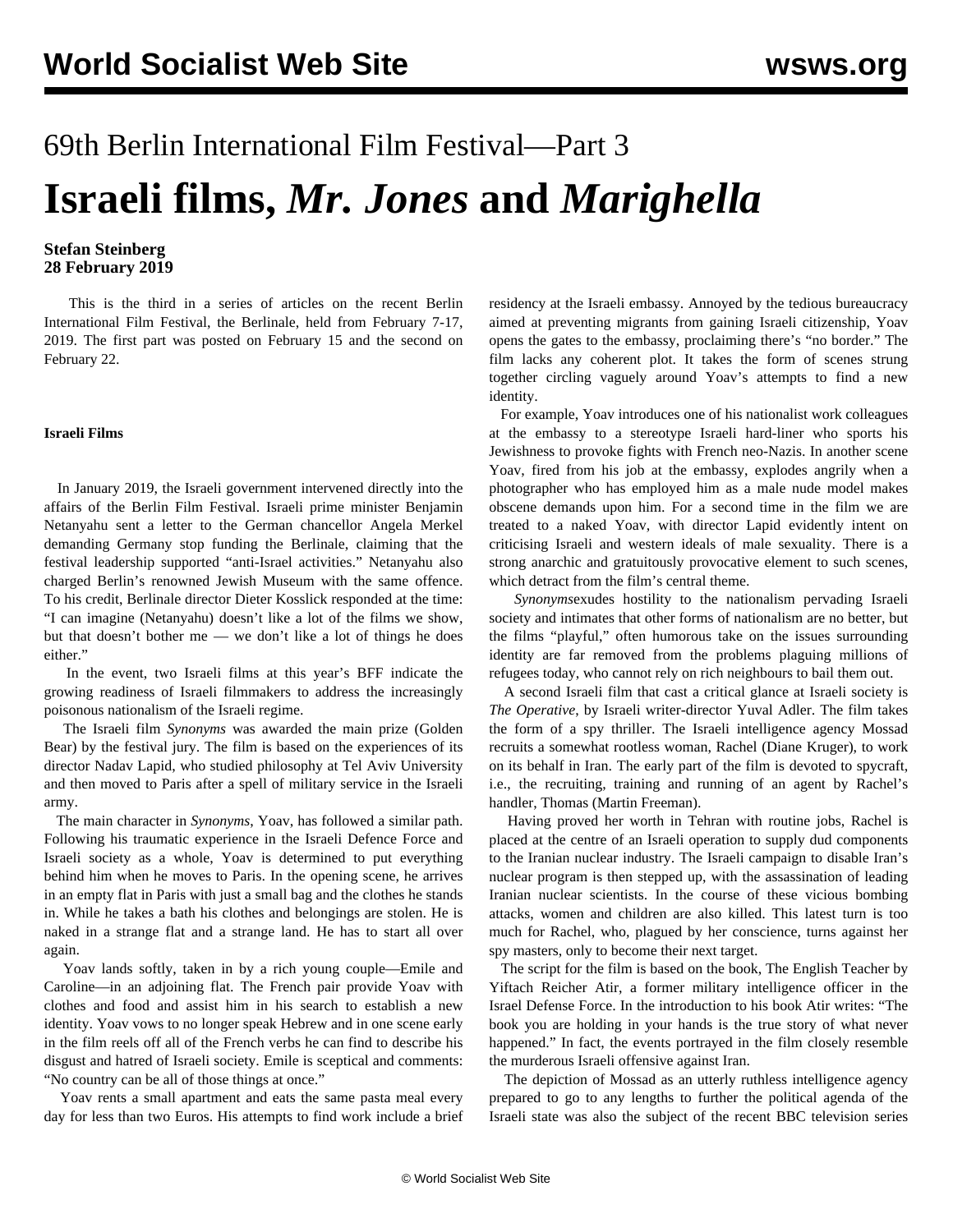# 69th Berlin International Film Festival—Part 3

# Israeli films, *Mr. Jones* and *Marighella*

**Stefan Steinberg**
**28 February 2019**

This is the third in a series of articles on the recent Berlin International Film Festival, the Berlinale, held from February 7-17, 2019. The first part was posted on February 15 and the second on February 22.

**Israeli Films**

In January 2019, the Israeli government intervened directly into the affairs of the Berlin Film Festival. Israeli prime minister Benjamin Netanyahu sent a letter to the German chancellor Angela Merkel demanding Germany stop funding the Berlinale, claiming that the festival leadership supported "anti-Israel activities." Netanyahu also charged Berlin's renowned Jewish Museum with the same offence. To his credit, Berlinale director Dieter Kosslick responded at the time: "I can imagine (Netanyahu) doesn't like a lot of the films we show, but that doesn't bother me — we don't like a lot of things he does either."

In the event, two Israeli films at this year's BFF indicate the growing readiness of Israeli filmmakers to address the increasingly poisonous nationalism of the Israeli regime.

The Israeli film *Synonyms* was awarded the main prize (Golden Bear) by the festival jury. The film is based on the experiences of its director Nadav Lapid, who studied philosophy at Tel Aviv University and then moved to Paris after a spell of military service in the Israeli army.

The main character in *Synonyms*, Yoav, has followed a similar path. Following his traumatic experience in the Israeli Defence Force and Israeli society as a whole, Yoav is determined to put everything behind him when he moves to Paris. In the opening scene, he arrives in an empty flat in Paris with just a small bag and the clothes he stands in. While he takes a bath his clothes and belongings are stolen. He is naked in a strange flat and a strange land. He has to start all over again.

Yoav lands softly, taken in by a rich young couple—Emile and Caroline—in an adjoining flat. The French pair provide Yoav with clothes and food and assist him in his search to establish a new identity. Yoav vows to no longer speak Hebrew and in one scene early in the film reels off all of the French verbs he can find to describe his disgust and hatred of Israeli society. Emile is sceptical and comments: "No country can be all of those things at once."

Yoav rents a small apartment and eats the same pasta meal every day for less than two Euros. His attempts to find work include a brief residency at the Israeli embassy. Annoyed by the tedious bureaucracy aimed at preventing migrants from gaining Israeli citizenship, Yoav opens the gates to the embassy, proclaiming there's "no border." The film lacks any coherent plot. It takes the form of scenes strung together circling vaguely around Yoav's attempts to find a new identity.

For example, Yoav introduces one of his nationalist work colleagues at the embassy to a stereotype Israeli hard-liner who sports his Jewishness to provoke fights with French neo-Nazis. In another scene Yoav, fired from his job at the embassy, explodes angrily when a photographer who has employed him as a male nude model makes obscene demands upon him. For a second time in the film we are treated to a naked Yoav, with director Lapid evidently intent on criticising Israeli and western ideals of male sexuality. There is a strong anarchic and gratuitously provocative element to such scenes, which detract from the film's central theme.

*Synonyms*exudes hostility to the nationalism pervading Israeli society and intimates that other forms of nationalism are no better, but the films "playful," often humorous take on the issues surrounding identity are far removed from the problems plaguing millions of refugees today, who cannot rely on rich neighbours to bail them out.

A second Israeli film that cast a critical glance at Israeli society is *The Operative*, by Israeli writer-director Yuval Adler. The film takes the form of a spy thriller. The Israeli intelligence agency Mossad recruits a somewhat rootless woman, Rachel (Diane Kruger), to work on its behalf in Iran. The early part of the film is devoted to spycraft, i.e., the recruiting, training and running of an agent by Rachel's handler, Thomas (Martin Freeman).

Having proved her worth in Tehran with routine jobs, Rachel is placed at the centre of an Israeli operation to supply dud components to the Iranian nuclear industry. The Israeli campaign to disable Iran's nuclear program is then stepped up, with the assassination of leading Iranian nuclear scientists. In the course of these vicious bombing attacks, women and children are also killed. This latest turn is too much for Rachel, who, plagued by her conscience, turns against her spy masters, only to become their next target.

The script for the film is based on the book, The English Teacher by Yiftach Reicher Atir, a former military intelligence officer in the Israel Defense Force. In the introduction to his book Atir writes: "The book you are holding in your hands is the true story of what never happened." In fact, the events portrayed in the film closely resemble the murderous Israeli offensive against Iran.

The depiction of Mossad as an utterly ruthless intelligence agency prepared to go to any lengths to further the political agenda of the Israeli state was also the subject of the recent BBC television series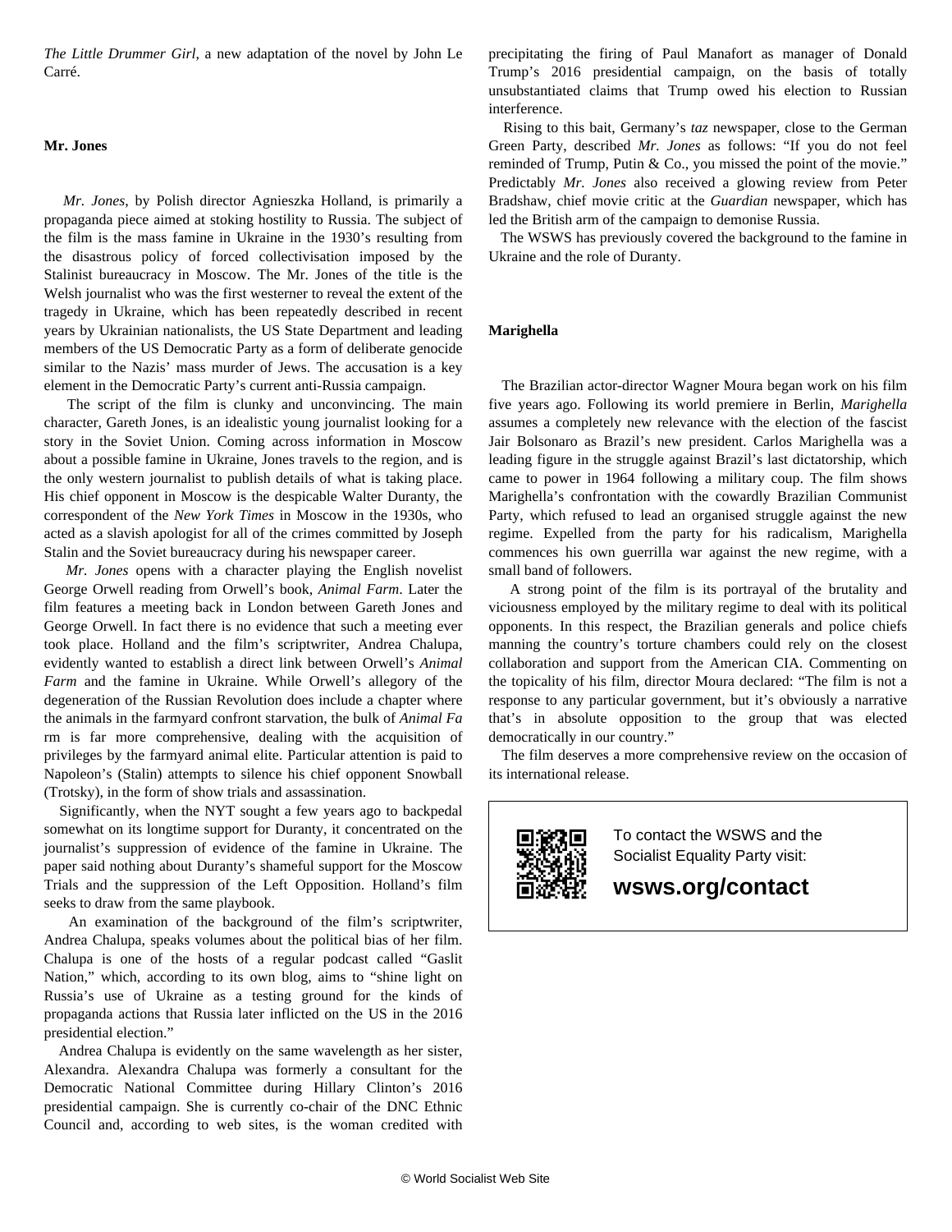*The Little Drummer Girl,* a new adaptation of the novel by John Le Carré.

**Mr. Jones**

*Mr. Jones,* by Polish director Agnieszka Holland, is primarily a propaganda piece aimed at stoking hostility to Russia. The subject of the film is the mass famine in Ukraine in the 1930's resulting from the disastrous policy of forced collectivisation imposed by the Stalinist bureaucracy in Moscow. The Mr. Jones of the title is the Welsh journalist who was the first westerner to reveal the extent of the tragedy in Ukraine, which has been repeatedly described in recent years by Ukrainian nationalists, the US State Department and leading members of the US Democratic Party as a form of deliberate genocide similar to the Nazis' mass murder of Jews. The accusation is a key element in the Democratic Party's current anti-Russia campaign.

The script of the film is clunky and unconvincing. The main character, Gareth Jones, is an idealistic young journalist looking for a story in the Soviet Union. Coming across information in Moscow about a possible famine in Ukraine, Jones travels to the region, and is the only western journalist to publish details of what is taking place. His chief opponent in Moscow is the despicable Walter Duranty, the correspondent of the *New York Times* in Moscow in the 1930s, who acted as a slavish apologist for all of the crimes committed by Joseph Stalin and the Soviet bureaucracy during his newspaper career.

*Mr. Jones* opens with a character playing the English novelist George Orwell reading from Orwell's book, *Animal Farm*. Later the film features a meeting back in London between Gareth Jones and George Orwell. In fact there is no evidence that such a meeting ever took place. Holland and the film's scriptwriter, Andrea Chalupa, evidently wanted to establish a direct link between Orwell's *Animal Farm* and the famine in Ukraine. While Orwell's allegory of the degeneration of the Russian Revolution does include a chapter where the animals in the farmyard confront starvation, the bulk of *Animal Fa* rm is far more comprehensive, dealing with the acquisition of privileges by the farmyard animal elite. Particular attention is paid to Napoleon's (Stalin) attempts to silence his chief opponent Snowball (Trotsky), in the form of show trials and assassination.

Significantly, when the NYT sought a few years ago to backpedal somewhat on its longtime support for Duranty, it concentrated on the journalist's suppression of evidence of the famine in Ukraine. The paper said nothing about Duranty's shameful support for the Moscow Trials and the suppression of the Left Opposition. Holland's film seeks to draw from the same playbook.

An examination of the background of the film's scriptwriter, Andrea Chalupa, speaks volumes about the political bias of her film. Chalupa is one of the hosts of a regular podcast called "Gaslit Nation," which, according to its own blog, aims to "shine light on Russia's use of Ukraine as a testing ground for the kinds of propaganda actions that Russia later inflicted on the US in the 2016 presidential election."

Andrea Chalupa is evidently on the same wavelength as her sister, Alexandra. Alexandra Chalupa was formerly a consultant for the Democratic National Committee during Hillary Clinton's 2016 presidential campaign. She is currently co-chair of the DNC Ethnic Council and, according to web sites, is the woman credited with precipitating the firing of Paul Manafort as manager of Donald Trump's 2016 presidential campaign, on the basis of totally unsubstantiated claims that Trump owed his election to Russian interference.

Rising to this bait, Germany's *taz* newspaper, close to the German Green Party, described *Mr. Jones* as follows: "If you do not feel reminded of Trump, Putin & Co., you missed the point of the movie." Predictably *Mr. Jones* also received a glowing review from Peter Bradshaw, chief movie critic at the *Guardian* newspaper, which has led the British arm of the campaign to demonise Russia.

The WSWS has previously covered the background to the famine in Ukraine and the role of Duranty.

**Marighella**

The Brazilian actor-director Wagner Moura began work on his film five years ago. Following its world premiere in Berlin, *Marighella* assumes a completely new relevance with the election of the fascist Jair Bolsonaro as Brazil's new president. Carlos Marighella was a leading figure in the struggle against Brazil's last dictatorship, which came to power in 1964 following a military coup. The film shows Marighella's confrontation with the cowardly Brazilian Communist Party, which refused to lead an organised struggle against the new regime. Expelled from the party for his radicalism, Marighella commences his own guerrilla war against the new regime, with a small band of followers.

A strong point of the film is its portrayal of the brutality and viciousness employed by the military regime to deal with its political opponents. In this respect, the Brazilian generals and police chiefs manning the country's torture chambers could rely on the closest collaboration and support from the American CIA. Commenting on the topicality of his film, director Moura declared: "The film is not a response to any particular government, but it's obviously a narrative that's in absolute opposition to the group that was elected democratically in our country."

The film deserves a more comprehensive review on the occasion of its international release.

To contact the WSWS and the Socialist Equality Party visit:

**wsws.org/contact**